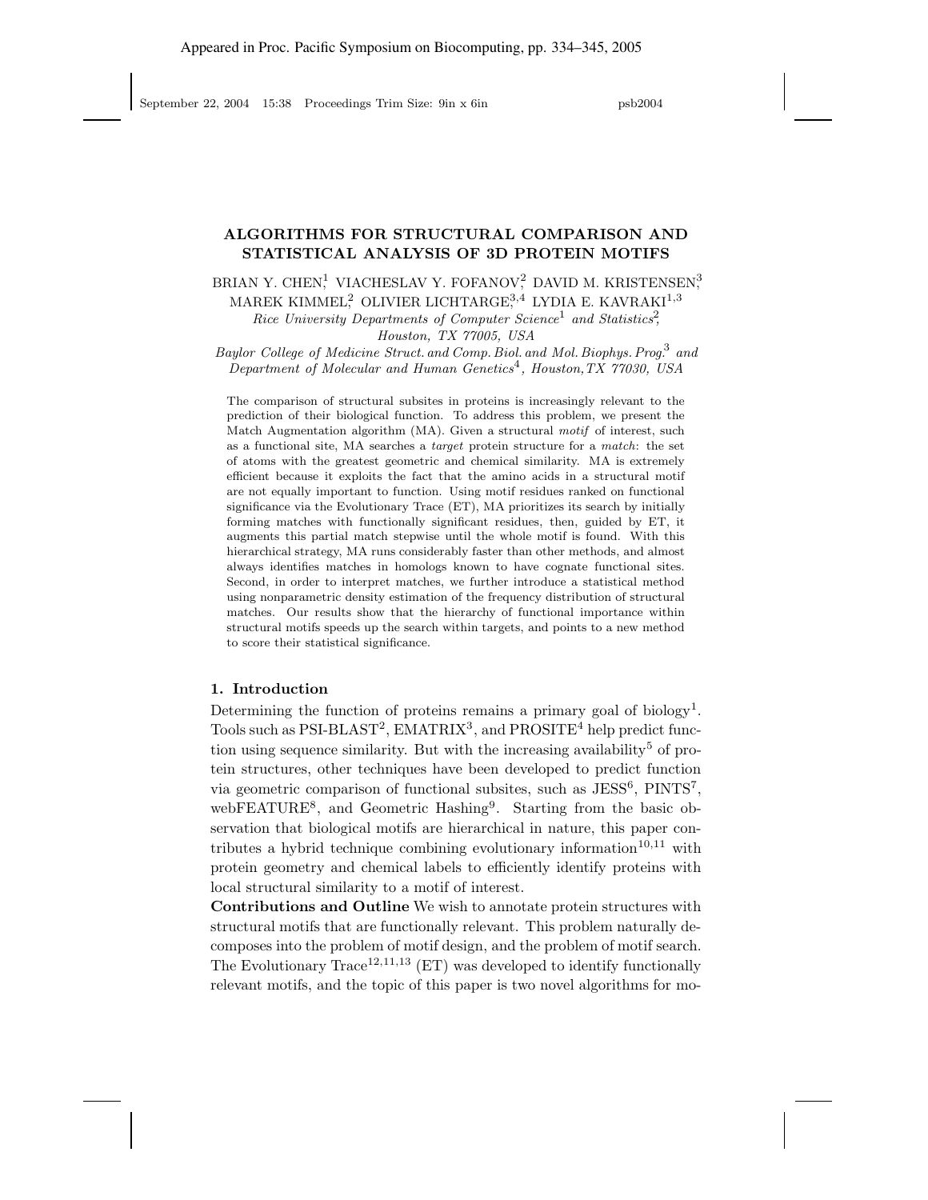# ALGORITHMS FOR STRUCTURAL COMPARISON AND STATISTICAL ANALYSIS OF 3D PROTEIN MOTIFS

BRIAN Y. CHEN[1], VIACHESLAV Y. FOFANOV[2], DAVID M. KRISTENSEN[3], MAREK KIMMEL[2], OLIVIER LICHTARGE[3,4], LYDIA E. KAVRAKI[1,3]

*Rice University Departments of Computer Science*[1] *and Statistics*[2], *Houston, TX 77005, USA*

*Baylor College of Medicine Struct. and Comp. Biol. and Mol. Biophys. Prog.*[3] *and Department of Molecular and Human Genetics*[4], *Houston, TX 77030, USA*

The comparison of structural subsites in proteins is increasingly relevant to the prediction of their biological function. To address this problem, we present the Match Augmentation algorithm (MA). Given a structural *motif* of interest, such as a functional site, MA searches a *target* protein structure for a *match*: the set of atoms with the greatest geometric and chemical similarity. MA is extremely efficient because it exploits the fact that the amino acids in a structural motif are not equally important to function. Using motif residues ranked on functional significance via the Evolutionary Trace (ET), MA prioritizes its search by initially forming matches with functionally significant residues, then, guided by ET, it augments this partial match stepwise until the whole motif is found. With this hierarchical strategy, MA runs considerably faster than other methods, and almost always identifies matches in homologs known to have cognate functional sites. Second, in order to interpret matches, we further introduce a statistical method using nonparametric density estimation of the frequency distribution of structural matches. Our results show that the hierarchy of functional importance within structural motifs speeds up the search within targets, and points to a new method to score their statistical significance.

## 1. Introduction

Determining the function of proteins remains a primary goal of biology[1]. Tools such as PSI-BLAST[2], EMATRIX[3], and PROSITE[4] help predict function using sequence similarity. But with the increasing availability[5] of protein structures, other techniques have been developed to predict function via geometric comparison of functional subsites, such as JESS[6], PINTS[7], webFEATURE[8], and Geometric Hashing[9]. Starting from the basic observation that biological motifs are hierarchical in nature, this paper contributes a hybrid technique combining evolutionary information[10,11] with protein geometry and chemical labels to efficiently identify proteins with local structural similarity to a motif of interest.

**Contributions and Outline** We wish to annotate protein structures with structural motifs that are functionally relevant. This problem naturally decomposes into the problem of motif design, and the problem of motif search. The Evolutionary Trace[12,11,13] (ET) was developed to identify functionally relevant motifs, and the topic of this paper is two novel algorithms for mo-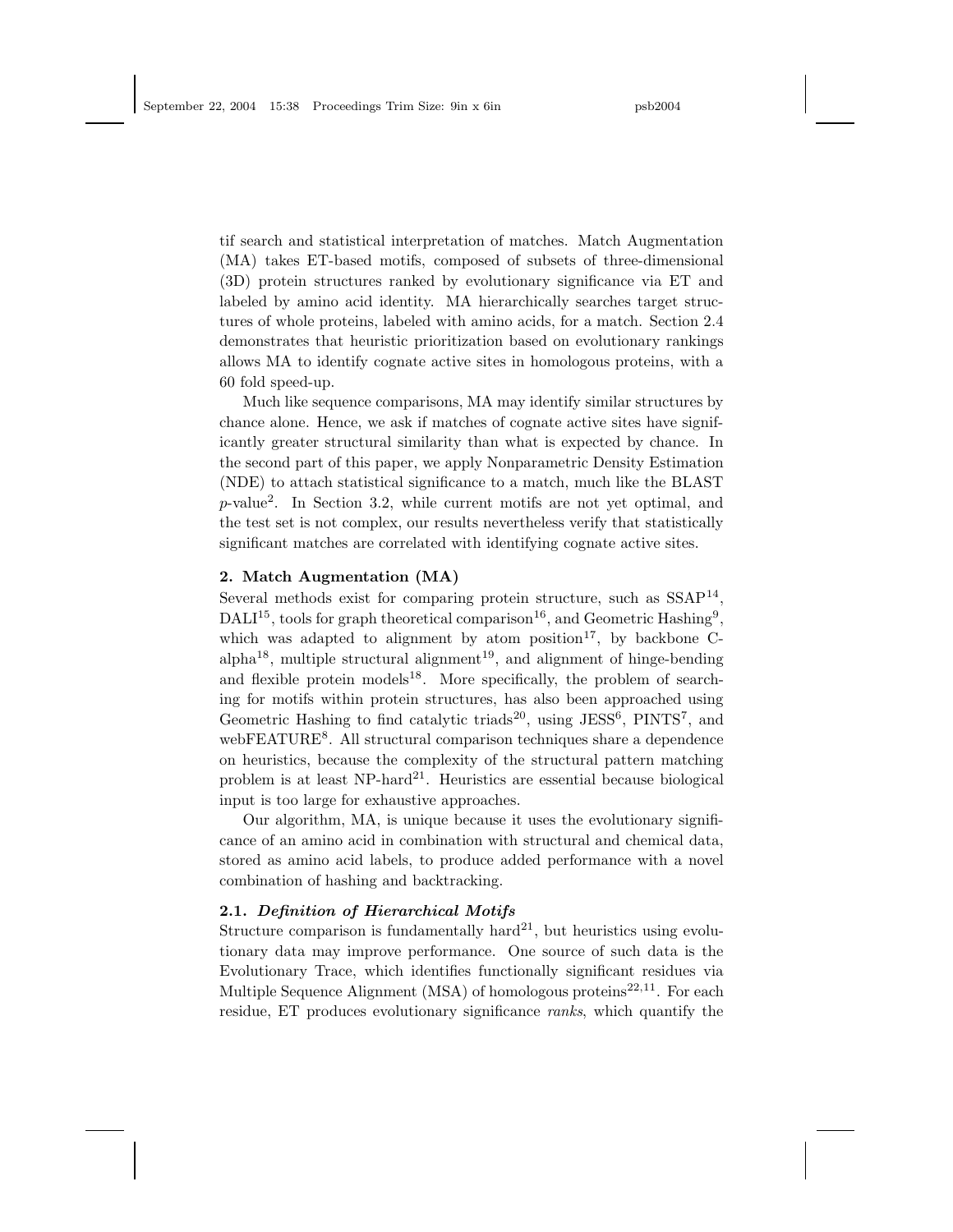tif search and statistical interpretation of matches. Match Augmentation (MA) takes ET-based motifs, composed of subsets of three-dimensional (3D) protein structures ranked by evolutionary significance via ET and labeled by amino acid identity. MA hierarchically searches target structures of whole proteins, labeled with amino acids, for a match. Section 2.4 demonstrates that heuristic prioritization based on evolutionary rankings allows MA to identify cognate active sites in homologous proteins, with a 60 fold speed-up.

Much like sequence comparisons, MA may identify similar structures by chance alone. Hence, we ask if matches of cognate active sites have significantly greater structural similarity than what is expected by chance. In the second part of this paper, we apply Nonparametric Density Estimation (NDE) to attach statistical significance to a match, much like the BLAST $p$-value[2]. In Section 3.2, while current motifs are not yet optimal, and the test set is not complex, our results nevertheless verify that statistically significant matches are correlated with identifying cognate active sites.

## 2. Match Augmentation (MA)

Several methods exist for comparing protein structure, such as SSAP[14], DALI[15], tools for graph theoretical comparison[16], and Geometric Hashing[9], which was adapted to alignment by atom position[17], by backbone C-alpha[18], multiple structural alignment[19], and alignment of hinge-bending and flexible protein models[18]. More specifically, the problem of searching for motifs within protein structures, has also been approached using Geometric Hashing to find catalytic triads[20], using JESS[6], PINTS[7], and webFEATURE[8]. All structural comparison techniques share a dependence on heuristics, because the complexity of the structural pattern matching problem is at least NP-hard[21]. Heuristics are essential because biological input is too large for exhaustive approaches.

Our algorithm, MA, is unique because it uses the evolutionary significance of an amino acid in combination with structural and chemical data, stored as amino acid labels, to produce added performance with a novel combination of hashing and backtracking.

### 2.1. *Definition of Hierarchical Motifs*

Structure comparison is fundamentally hard[21], but heuristics using evolutionary data may improve performance. One source of such data is the Evolutionary Trace, which identifies functionally significant residues via Multiple Sequence Alignment (MSA) of homologous proteins[22,11]. For each residue, ET produces evolutionary significance *ranks*, which quantify the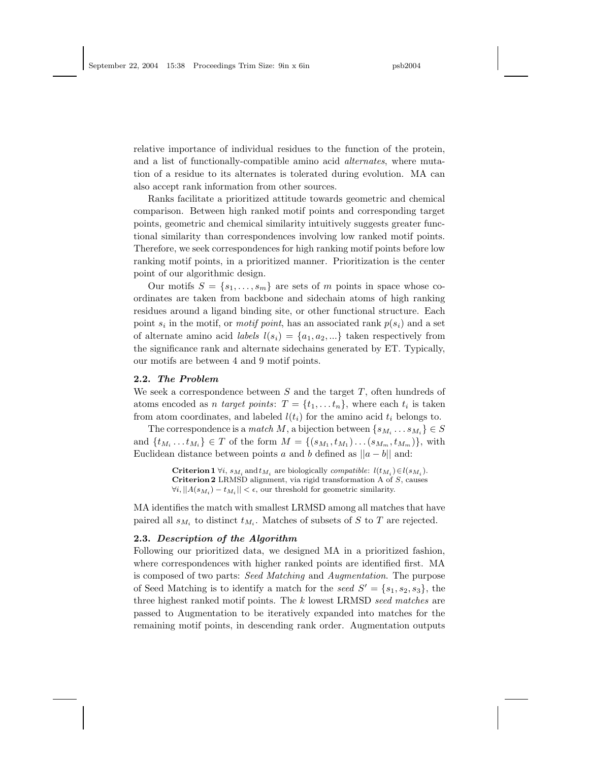relative importance of individual residues to the function of the protein, and a list of functionally-compatible amino acid *alternates*, where mutation of a residue to its alternates is tolerated during evolution. MA can also accept rank information from other sources.

Ranks facilitate a prioritized attitude towards geometric and chemical comparison. Between high ranked motif points and corresponding target points, geometric and chemical similarity intuitively suggests greater functional similarity than correspondences involving low ranked motif points. Therefore, we seek correspondences for high ranking motif points before low ranking motif points, in a prioritized manner. Prioritization is the center point of our algorithmic design.

Our motifs $S = \{s_1, \ldots, s_m\}$ are sets of $m$ points in space whose coordinates are taken from backbone and sidechain atoms of high ranking residues around a ligand binding site, or other functional structure. Each point $s_i$ in the motif, or *motif point*, has an associated rank $p(s_i)$ and a set of alternate amino acid *labels* $l(s_i) = \{a_1, a_2, ...\}$ taken respectively from the significance rank and alternate sidechains generated by ET. Typically, our motifs are between 4 and 9 motif points.

### 2.2. *The Problem*

We seek a correspondence between $S$ and the target $T$, often hundreds of atoms encoded as $n$ *target points*: $T = \{t_1, \ldots t_n\}$, where each $t_i$ is taken from atom coordinates, and labeled $l(t_i)$ for the amino acid $t_i$ belongs to.

The correspondence is a *match* $M$, a bijection between $\{s_{M_i} \ldots s_{M_i}\} \in S$ and $\{t_{M_i} \ldots t_{M_i}\} \in T$ of the form $M = \{(s_{M_1}, t_{M_1}) \ldots (s_{M_m}, t_{M_m})\}$, with Euclidean distance between points $a$ and $b$ defined as $||a - b||$ and:

**Criterion 1** $\forall i$, $s_{M_i}$ and $t_{M_i}$ are biologically *compatible*: $l(t_{M_i}) \in l(s_{M_i})$.
**Criterion 2** LRMSD alignment, via rigid transformation A of $S$, causes $\forall i, ||A(s_{M_i}) - t_{M_i}|| < \epsilon$, our threshold for geometric similarity.

MA identifies the match with smallest LRMSD among all matches that have paired all $s_{M_i}$ to distinct $t_{M_i}$. Matches of subsets of $S$ to $T$ are rejected.

### 2.3. *Description of the Algorithm*

Following our prioritized data, we designed MA in a prioritized fashion, where correspondences with higher ranked points are identified first. MA is composed of two parts: *Seed Matching* and *Augmentation*. The purpose of Seed Matching is to identify a match for the *seed* $S' = \{s_1, s_2, s_3\}$, the three highest ranked motif points. The $k$ lowest LRMSD *seed matches* are passed to Augmentation to be iteratively expanded into matches for the remaining motif points, in descending rank order. Augmentation outputs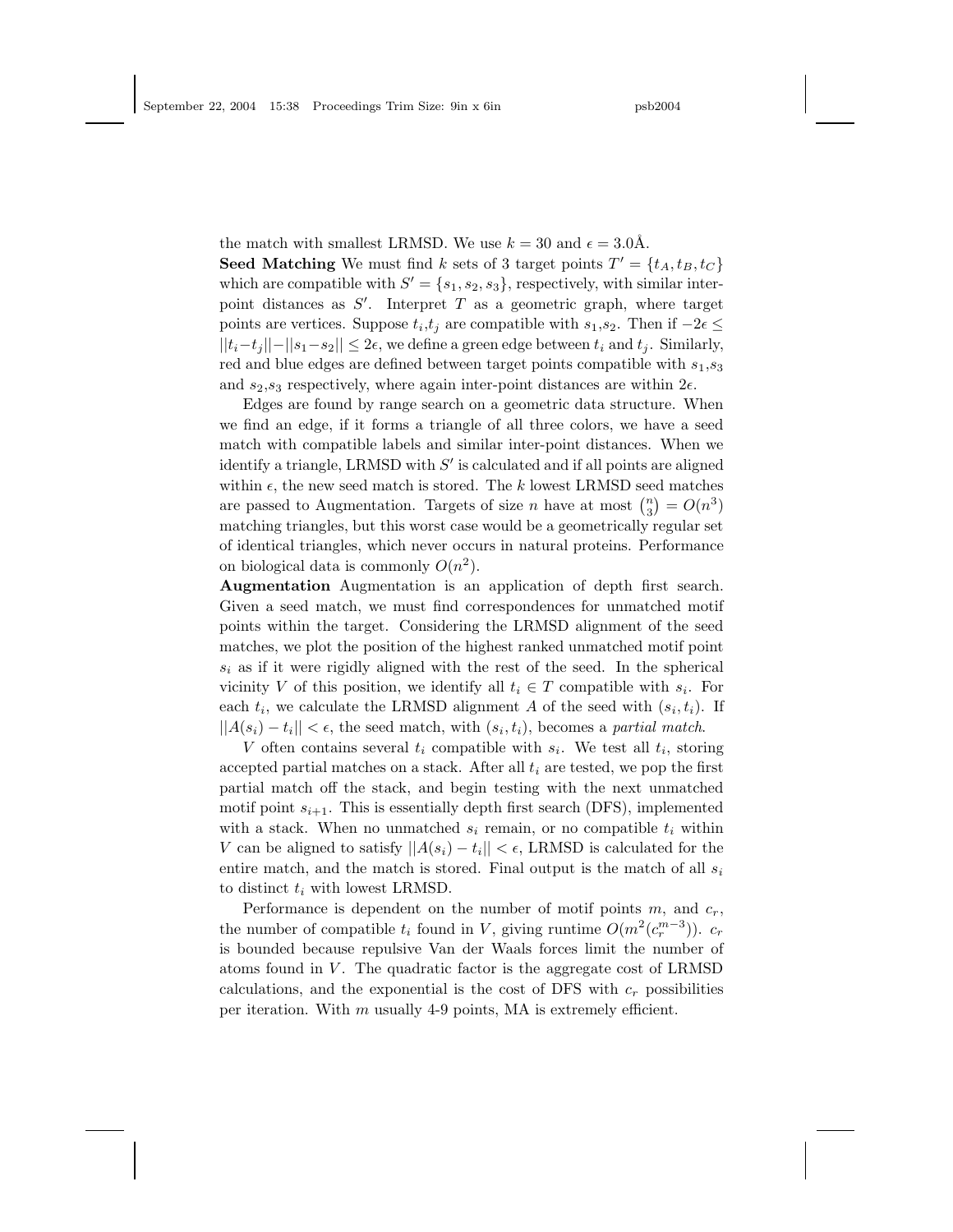the match with smallest LRMSD. We use $k = 30$ and $\epsilon = 3.0$Å.

**Seed Matching** We must find $k$ sets of 3 target points $T' = \{t_A, t_B, t_C\}$ which are compatible with $S' = \{s_1, s_2, s_3\}$, respectively, with similar inter-point distances as $S'$. Interpret $T$ as a geometric graph, where target points are vertices. Suppose $t_i$,$t_j$ are compatible with $s_1$,$s_2$. Then if $-2\epsilon \leq ||t_i - t_j|| - ||s_1 - s_2|| \leq 2\epsilon$, we define a green edge between $t_i$ and $t_j$. Similarly, red and blue edges are defined between target points compatible with $s_1$,$s_3$ and $s_2$,$s_3$ respectively, where again inter-point distances are within $2\epsilon$.

Edges are found by range search on a geometric data structure. When we find an edge, if it forms a triangle of all three colors, we have a seed match with compatible labels and similar inter-point distances. When we identify a triangle, LRMSD with $S'$ is calculated and if all points are aligned within $\epsilon$, the new seed match is stored. The $k$ lowest LRMSD seed matches are passed to Augmentation. Targets of size $n$ have at most $\binom{n}{3} = O(n^3)$ matching triangles, but this worst case would be a geometrically regular set of identical triangles, which never occurs in natural proteins. Performance on biological data is commonly $O(n^2)$.

**Augmentation** Augmentation is an application of depth first search. Given a seed match, we must find correspondences for unmatched motif points within the target. Considering the LRMSD alignment of the seed matches, we plot the position of the highest ranked unmatched motif point $s_i$ as if it were rigidly aligned with the rest of the seed. In the spherical vicinity $V$ of this position, we identify all $t_i \in T$ compatible with $s_i$. For each $t_i$, we calculate the LRMSD alignment $A$ of the seed with $(s_i, t_i)$. If $||A(s_i) - t_i|| < \epsilon$, the seed match, with $(s_i, t_i)$, becomes a *partial match*.

$V$ often contains several $t_i$ compatible with $s_i$. We test all $t_i$, storing accepted partial matches on a stack. After all $t_i$ are tested, we pop the first partial match off the stack, and begin testing with the next unmatched motif point $s_{i+1}$. This is essentially depth first search (DFS), implemented with a stack. When no unmatched $s_i$ remain, or no compatible $t_i$ within $V$ can be aligned to satisfy $||A(s_i) - t_i|| < \epsilon$, LRMSD is calculated for the entire match, and the match is stored. Final output is the match of all $s_i$ to distinct $t_i$ with lowest LRMSD.

Performance is dependent on the number of motif points $m$, and $c_r$, the number of compatible $t_i$ found in $V$, giving runtime $O(m^2(c_r^{m-3}))$. $c_r$ is bounded because repulsive Van der Waals forces limit the number of atoms found in $V$. The quadratic factor is the aggregate cost of LRMSD calculations, and the exponential is the cost of DFS with $c_r$ possibilities per iteration. With $m$ usually 4-9 points, MA is extremely efficient.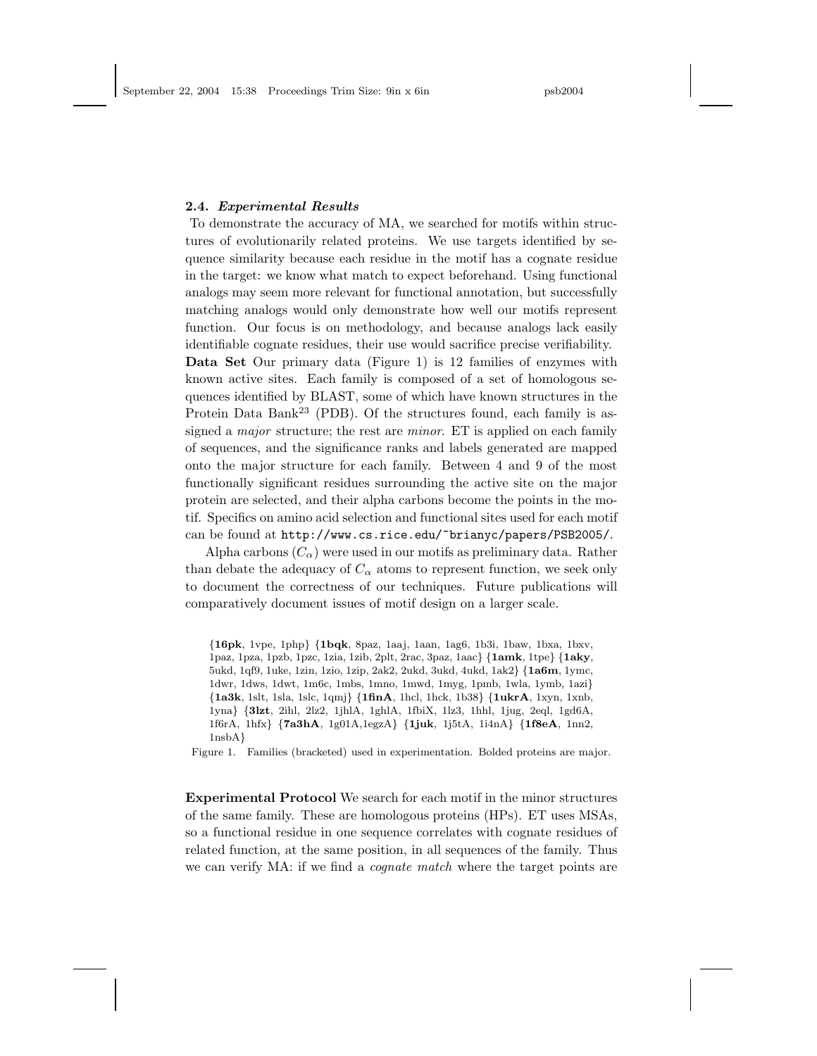### 2.4. *Experimental Results*

To demonstrate the accuracy of MA, we searched for motifs within structures of evolutionarily related proteins. We use targets identified by sequence similarity because each residue in the motif has a cognate residue in the target: we know what match to expect beforehand. Using functional analogs may seem more relevant for functional annotation, but successfully matching analogs would only demonstrate how well our motifs represent function. Our focus is on methodology, and because analogs lack easily identifiable cognate residues, their use would sacrifice precise verifiability.

**Data Set** Our primary data (Figure 1) is 12 families of enzymes with known active sites. Each family is composed of a set of homologous sequences identified by BLAST, some of which have known structures in the Protein Data Bank[23] (PDB). Of the structures found, each family is assigned a *major* structure; the rest are *minor*. ET is applied on each family of sequences, and the significance ranks and labels generated are mapped onto the major structure for each family. Between 4 and 9 of the most functionally significant residues surrounding the active site on the major protein are selected, and their alpha carbons become the points in the motif. Specifics on amino acid selection and functional sites used for each motif can be found at `http://www.cs.rice.edu/~brianyc/papers/PSB2005/`.

Alpha carbons ($C_\alpha$) were used in our motifs as preliminary data. Rather than debate the adequacy of $C_\alpha$ atoms to represent function, we seek only to document the correctness of our techniques. Future publications will comparatively document issues of motif design on a larger scale.

{**16pk**, 1vpe, 1php} {**1bqk**, 8paz, 1aaj, 1aan, 1ag6, 1b3i, 1baw, 1bxa, 1bxv, 1paz, 1pza, 1pzb, 1pzc, 1zia, 1zib, 2plt, 2rac, 3paz, 1aac} {**1amk**, 1tpe} {**1aky**, 5ukd, 1qf9, 1uke, 1zin, 1zio, 1zip, 2ak2, 2ukd, 3ukd, 4ukd, 1ak2} {**1a6m**, 1ymc, 1dwr, 1dws, 1dwt, 1m6c, 1mbs, 1mno, 1mwd, 1myg, 1pmb, 1wla, 1ymb, 1azi} {**1a3k**, 1slt, 1sla, 1slc, 1qmj} {**1finA**, 1hcl, 1hck, 1b38} {**1ukrA**, 1xyn, 1xnb, 1yna} {**3lzt**, 2ihl, 2lz2, 1jhlA, 1ghlA, 1fbiX, 1lz3, 1hhl, 1jug, 2eql, 1gd6A, 1f6rA, 1hfx} {**7a3hA**, 1g01A,1egzA} {**1juk**, 1j5tA, 1i4nA} {**1f8eA**, 1nn2, 1nsbA}

Figure 1. Families (bracketed) used in experimentation. Bolded proteins are major.

**Experimental Protocol** We search for each motif in the minor structures of the same family. These are homologous proteins (HPs). ET uses MSAs, so a functional residue in one sequence correlates with cognate residues of related function, at the same position, in all sequences of the family. Thus we can verify MA: if we find a *cognate match* where the target points are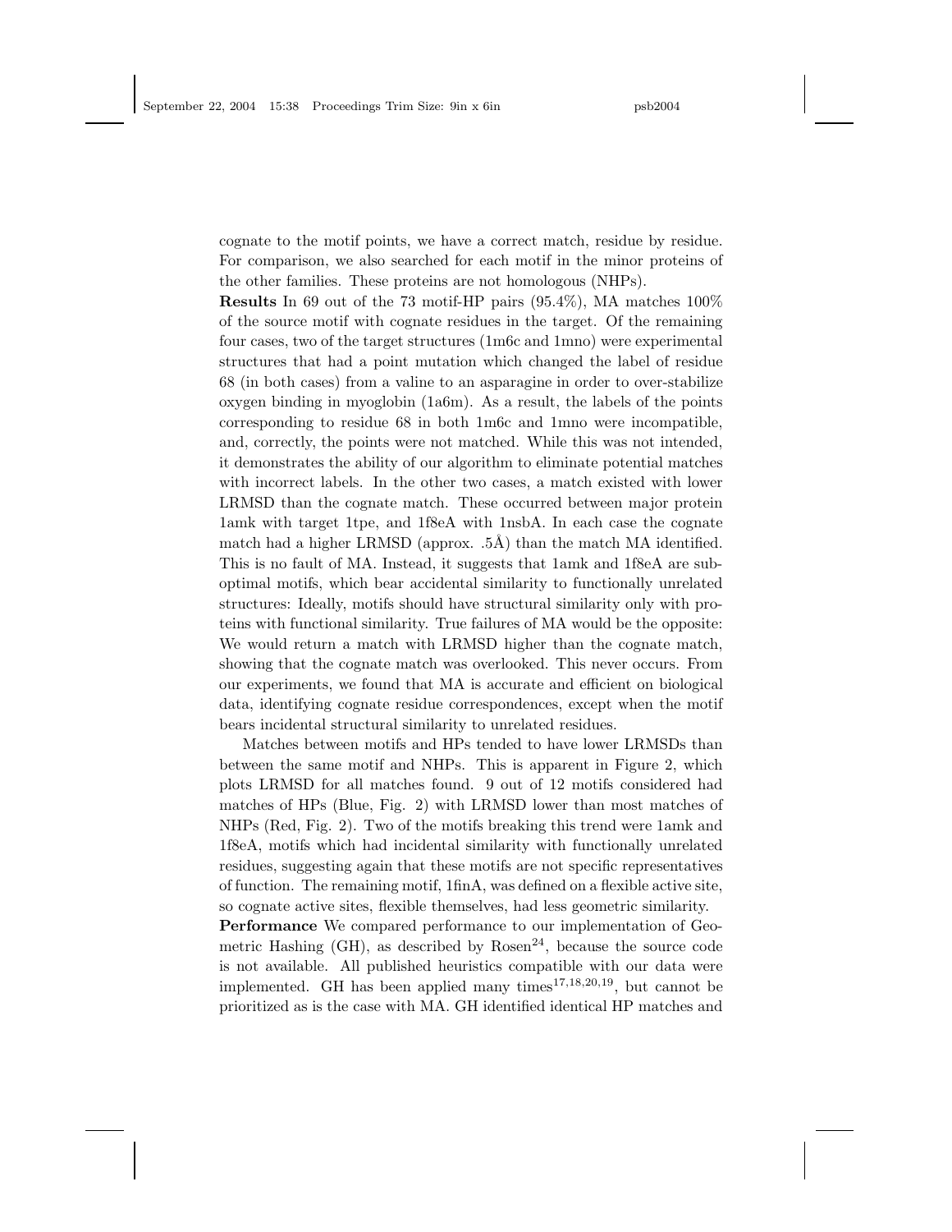cognate to the motif points, we have a correct match, residue by residue. For comparison, we also searched for each motif in the minor proteins of the other families. These proteins are not homologous (NHPs).

**Results** In 69 out of the 73 motif-HP pairs (95.4%), MA matches 100% of the source motif with cognate residues in the target. Of the remaining four cases, two of the target structures (1m6c and 1mno) were experimental structures that had a point mutation which changed the label of residue 68 (in both cases) from a valine to an asparagine in order to over-stabilize oxygen binding in myoglobin (1a6m). As a result, the labels of the points corresponding to residue 68 in both 1m6c and 1mno were incompatible, and, correctly, the points were not matched. While this was not intended, it demonstrates the ability of our algorithm to eliminate potential matches with incorrect labels. In the other two cases, a match existed with lower LRMSD than the cognate match. These occurred between major protein 1amk with target 1tpe, and 1f8eA with 1nsbA. In each case the cognate match had a higher LRMSD (approx. .5Å) than the match MA identified. This is no fault of MA. Instead, it suggests that 1amk and 1f8eA are sub-optimal motifs, which bear accidental similarity to functionally unrelated structures: Ideally, motifs should have structural similarity only with proteins with functional similarity. True failures of MA would be the opposite: We would return a match with LRMSD higher than the cognate match, showing that the cognate match was overlooked. This never occurs. From our experiments, we found that MA is accurate and efficient on biological data, identifying cognate residue correspondences, except when the motif bears incidental structural similarity to unrelated residues.

Matches between motifs and HPs tended to have lower LRMSDs than between the same motif and NHPs. This is apparent in Figure 2, which plots LRMSD for all matches found. 9 out of 12 motifs considered had matches of HPs (Blue, Fig. 2) with LRMSD lower than most matches of NHPs (Red, Fig. 2). Two of the motifs breaking this trend were 1amk and 1f8eA, motifs which had incidental similarity with functionally unrelated residues, suggesting again that these motifs are not specific representatives of function. The remaining motif, 1finA, was defined on a flexible active site, so cognate active sites, flexible themselves, had less geometric similarity.

**Performance** We compared performance to our implementation of Geometric Hashing (GH), as described by Rosen[24], because the source code is not available. All published heuristics compatible with our data were implemented. GH has been applied many times[17,18,20,19], but cannot be prioritized as is the case with MA. GH identified identical HP matches and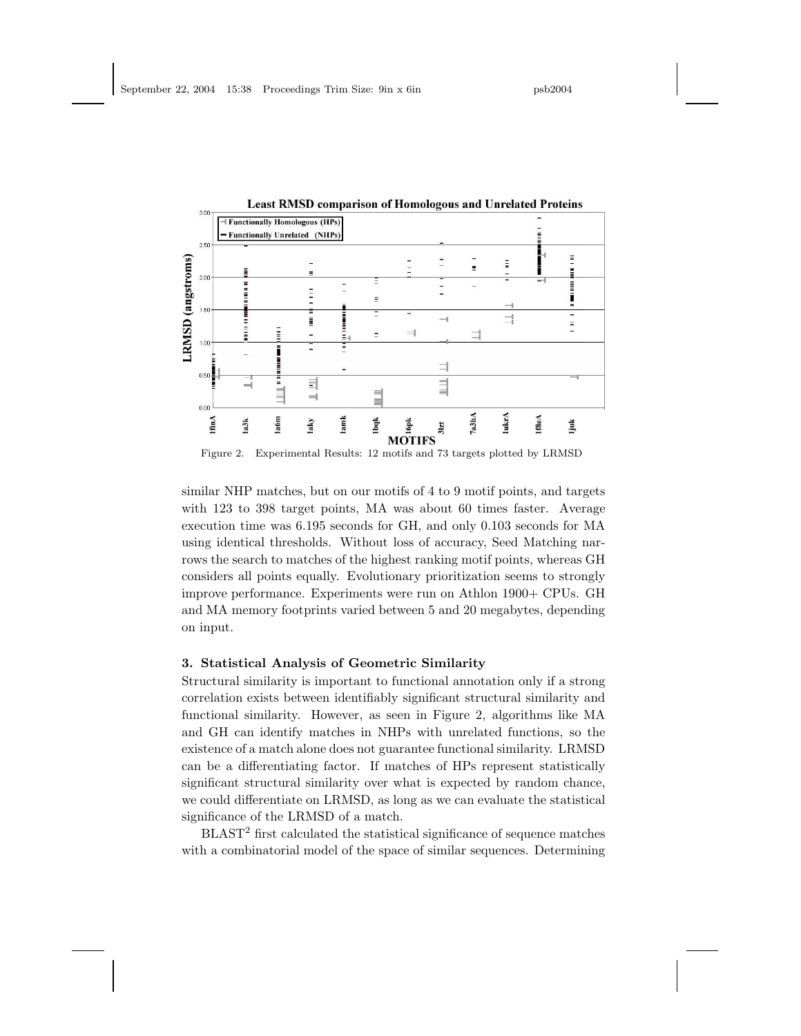Figure 2. Experimental Results: 12 motifs and 73 targets plotted by LRMSD

similar NHP matches, but on our motifs of 4 to 9 motif points, and targets with 123 to 398 target points, MA was about 60 times faster. Average execution time was 6.195 seconds for GH, and only 0.103 seconds for MA using identical thresholds. Without loss of accuracy, Seed Matching narrows the search to matches of the highest ranking motif points, whereas GH considers all points equally. Evolutionary prioritization seems to strongly improve performance. Experiments were run on Athlon 1900+ CPUs. GH and MA memory footprints varied between 5 and 20 megabytes, depending on input.

### 3. Statistical Analysis of Geometric Similarity

Structural similarity is important to functional annotation only if a strong correlation exists between identifiably significant structural similarity and functional similarity. However, as seen in Figure 2, algorithms like MA and GH can identify matches in NHPs with unrelated functions, so the existence of a match alone does not guarantee functional similarity. LRMSD can be a differentiating factor. If matches of HPs represent statistically significant structural similarity over what is expected by random chance, we could differentiate on LRMSD, as long as we can evaluate the statistical significance of the LRMSD of a match.

BLAST[2] first calculated the statistical significance of sequence matches with a combinatorial model of the space of similar sequences. Determining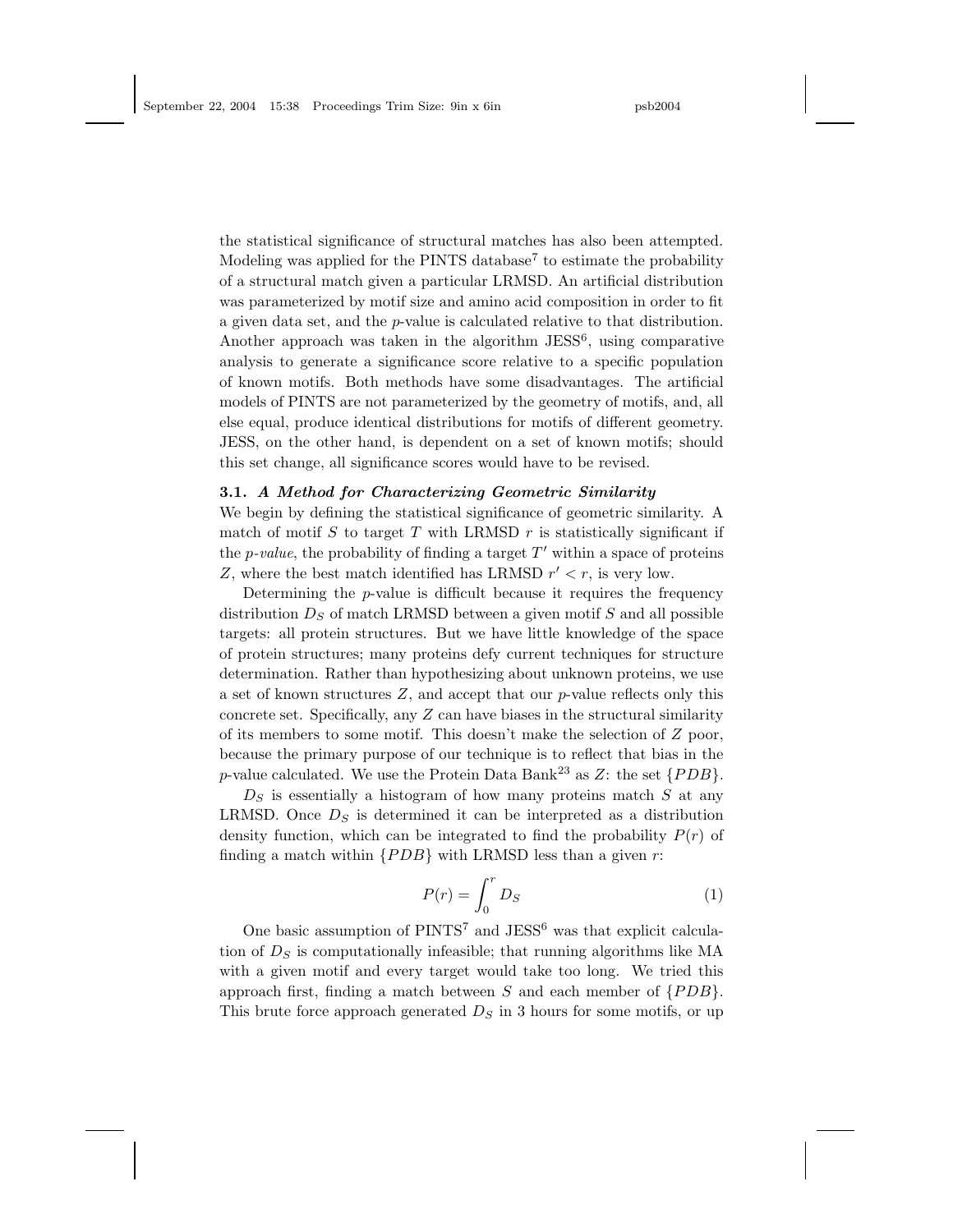the statistical significance of structural matches has also been attempted. Modeling was applied for the PINTS database[7] to estimate the probability of a structural match given a particular LRMSD. An artificial distribution was parameterized by motif size and amino acid composition in order to fit a given data set, and the $p$-value is calculated relative to that distribution. Another approach was taken in the algorithm JESS[6], using comparative analysis to generate a significance score relative to a specific population of known motifs. Both methods have some disadvantages. The artificial models of PINTS are not parameterized by the geometry of motifs, and, all else equal, produce identical distributions for motifs of different geometry. JESS, on the other hand, is dependent on a set of known motifs; should this set change, all significance scores would have to be revised.

### 3.1. *A Method for Characterizing Geometric Similarity*

We begin by defining the statistical significance of geometric similarity. A match of motif $S$ to target $T$ with LRMSD $r$ is statistically significant if the *p-value*, the probability of finding a target $T'$ within a space of proteins $Z$, where the best match identified has LRMSD $r' < r$, is very low.

Determining the $p$-value is difficult because it requires the frequency distribution $D_S$ of match LRMSD between a given motif $S$ and all possible targets: all protein structures. But we have little knowledge of the space of protein structures; many proteins defy current techniques for structure determination. Rather than hypothesizing about unknown proteins, we use a set of known structures $Z$, and accept that our $p$-value reflects only this concrete set. Specifically, any $Z$ can have biases in the structural similarity of its members to some motif. This doesn't make the selection of $Z$ poor, because the primary purpose of our technique is to reflect that bias in the $p$-value calculated. We use the Protein Data Bank[23] as $Z$: the set $\{PDB\}$.

$D_S$ is essentially a histogram of how many proteins match $S$ at any LRMSD. Once $D_S$ is determined it can be interpreted as a distribution density function, which can be integrated to find the probability $P(r)$ of finding a match within $\{PDB\}$ with LRMSD less than a given $r$:

$$P(r) = \int_0^r D_S \tag{1}$$

One basic assumption of PINTS[7] and JESS[6] was that explicit calculation of $D_S$ is computationally infeasible; that running algorithms like MA with a given motif and every target would take too long. We tried this approach first, finding a match between $S$ and each member of $\{PDB\}$. This brute force approach generated $D_S$ in 3 hours for some motifs, or up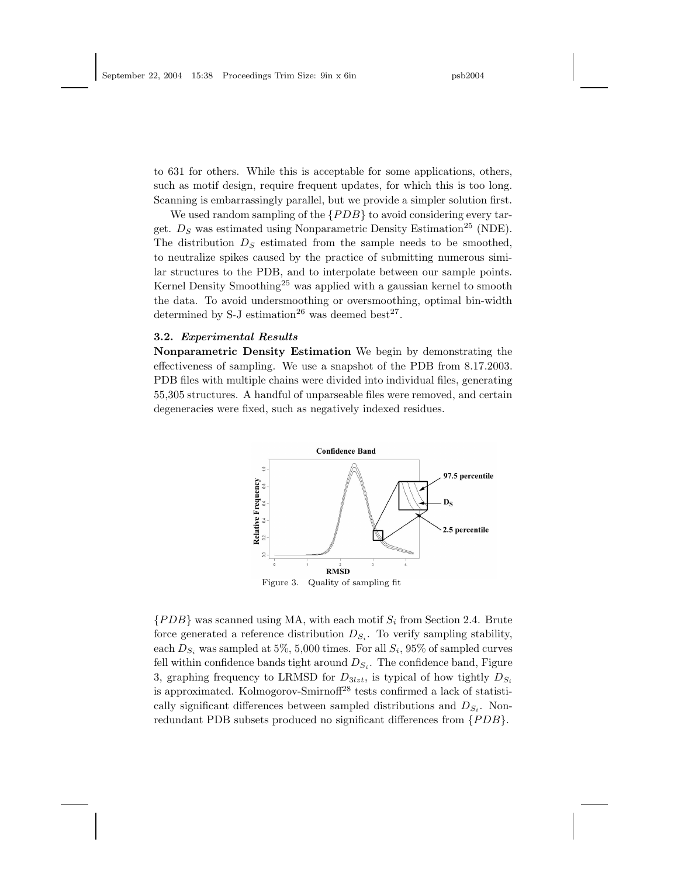to 631 for others. While this is acceptable for some applications, others, such as motif design, require frequent updates, for which this is too long. Scanning is embarrassingly parallel, but we provide a simpler solution first.

We used random sampling of the $\{PDB\}$ to avoid considering every target. $D_S$ was estimated using Nonparametric Density Estimation[25] (NDE). The distribution $D_S$ estimated from the sample needs to be smoothed, to neutralize spikes caused by the practice of submitting numerous similar structures to the PDB, and to interpolate between our sample points. Kernel Density Smoothing[25] was applied with a gaussian kernel to smooth the data. To avoid undersmoothing or oversmoothing, optimal bin-width determined by S-J estimation[26] was deemed best[27].

### 3.2. *Experimental Results*

**Nonparametric Density Estimation** We begin by demonstrating the effectiveness of sampling. We use a snapshot of the PDB from 8.17.2003. PDB files with multiple chains were divided into individual files, generating 55,305 structures. A handful of unparseable files were removed, and certain degeneracies were fixed, such as negatively indexed residues.

Figure 3. Quality of sampling fit

$\{PDB\}$ was scanned using MA, with each motif $S_i$ from Section 2.4. Brute force generated a reference distribution $D_{S_i}$. To verify sampling stability, each $D_{S_i}$ was sampled at 5%, 5,000 times. For all $S_i$, 95% of sampled curves fell within confidence bands tight around $D_{S_i}$. The confidence band, Figure 3, graphing frequency to LRMSD for $D_{3lzt}$, is typical of how tightly $D_{S_i}$ is approximated. Kolmogorov-Smirnoff[28] tests confirmed a lack of statistically significant differences between sampled distributions and $D_{S_i}$. Nonredundant PDB subsets produced no significant differences from $\{PDB\}$.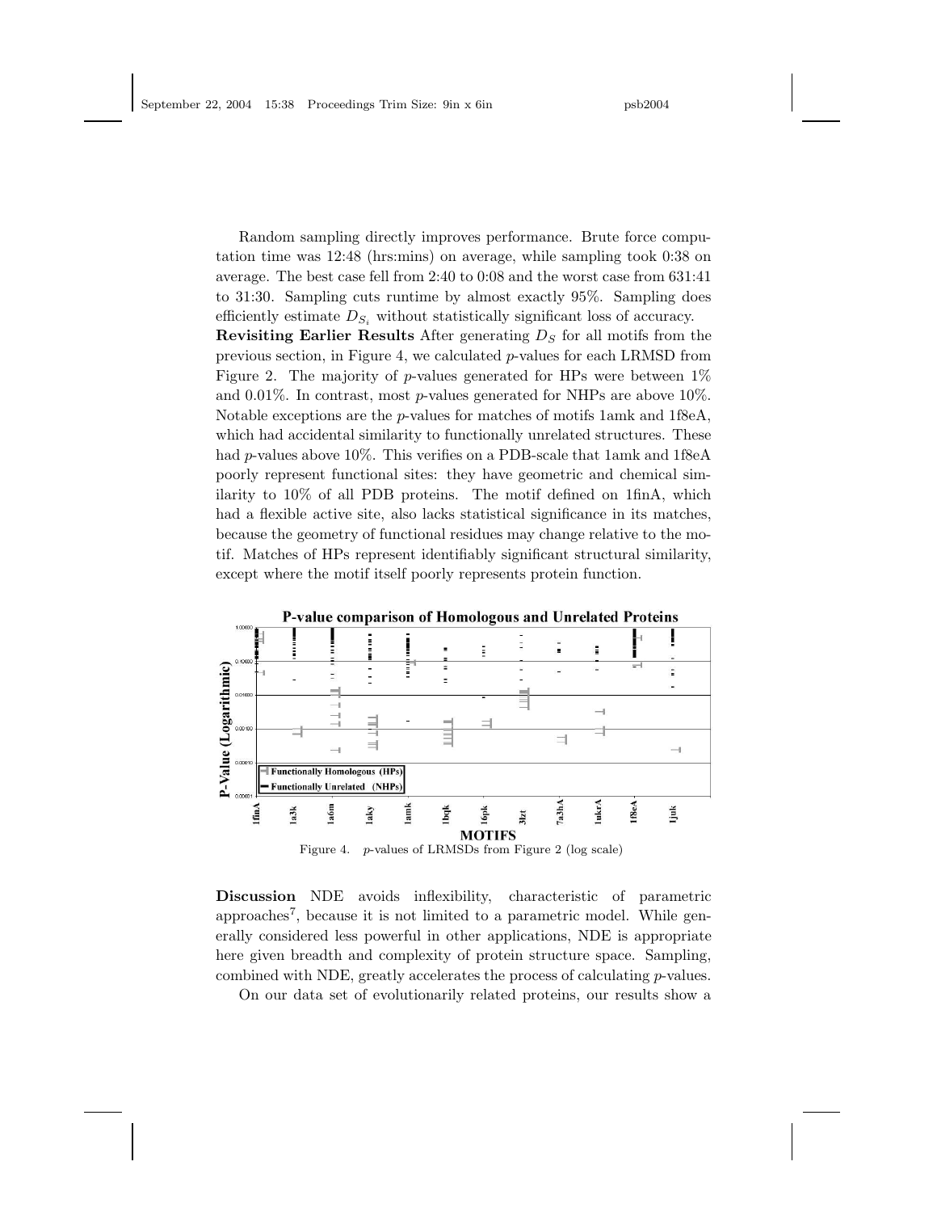Random sampling directly improves performance. Brute force computation time was 12:48 (hrs:mins) on average, while sampling took 0:38 on average. The best case fell from 2:40 to 0:08 and the worst case from 631:41 to 31:30. Sampling cuts runtime by almost exactly 95%. Sampling does efficiently estimate $D_{S_i}$ without statistically significant loss of accuracy.

**Revisiting Earlier Results** After generating $D_S$ for all motifs from the previous section, in Figure 4, we calculated *p*-values for each LRMSD from Figure 2. The majority of *p*-values generated for HPs were between 1% and 0.01%. In contrast, most *p*-values generated for NHPs are above 10%. Notable exceptions are the *p*-values for matches of motifs 1amk and 1f8eA, which had accidental similarity to functionally unrelated structures. These had *p*-values above 10%. This verifies on a PDB-scale that 1amk and 1f8eA poorly represent functional sites: they have geometric and chemical similarity to 10% of all PDB proteins. The motif defined on 1finA, which had a flexible active site, also lacks statistical significance in its matches, because the geometry of functional residues may change relative to the motif. Matches of HPs represent identifiably significant structural similarity, except where the motif itself poorly represents protein function.

Figure 4. *p*-values of LRMSDs from Figure 2 (log scale)

**Discussion** NDE avoids inflexibility, characteristic of parametric approaches[7], because it is not limited to a parametric model. While generally considered less powerful in other applications, NDE is appropriate here given breadth and complexity of protein structure space. Sampling, combined with NDE, greatly accelerates the process of calculating *p*-values.

On our data set of evolutionarily related proteins, our results show a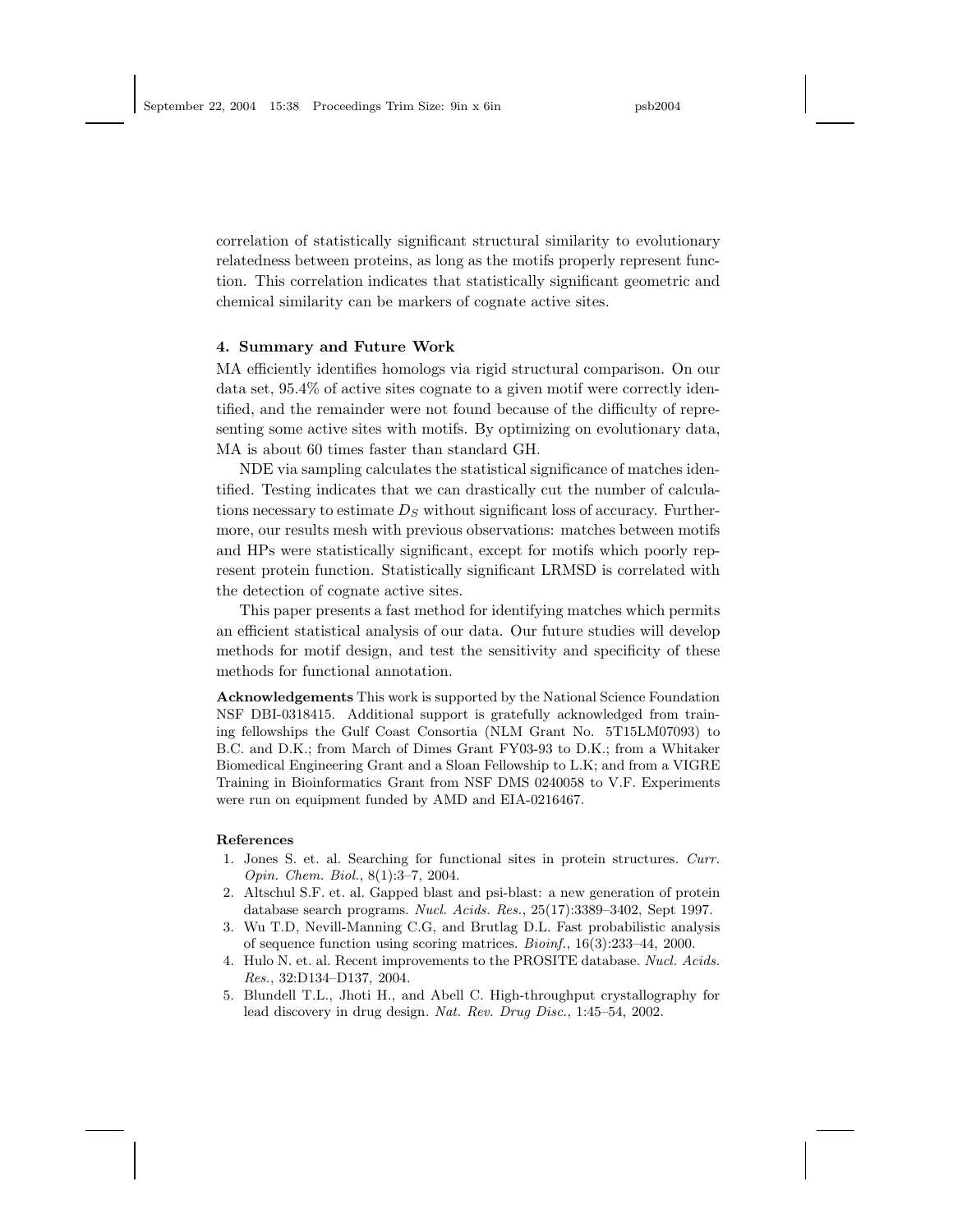correlation of statistically significant structural similarity to evolutionary relatedness between proteins, as long as the motifs properly represent function. This correlation indicates that statistically significant geometric and chemical similarity can be markers of cognate active sites.

## 4. Summary and Future Work

MA efficiently identifies homologs via rigid structural comparison. On our data set, 95.4% of active sites cognate to a given motif were correctly identified, and the remainder were not found because of the difficulty of representing some active sites with motifs. By optimizing on evolutionary data, MA is about 60 times faster than standard GH.

NDE via sampling calculates the statistical significance of matches identified. Testing indicates that we can drastically cut the number of calculations necessary to estimate $D_S$ without significant loss of accuracy. Furthermore, our results mesh with previous observations: matches between motifs and HPs were statistically significant, except for motifs which poorly represent protein function. Statistically significant LRMSD is correlated with the detection of cognate active sites.

This paper presents a fast method for identifying matches which permits an efficient statistical analysis of our data. Our future studies will develop methods for motif design, and test the sensitivity and specificity of these methods for functional annotation.

**Acknowledgements** This work is supported by the National Science Foundation NSF DBI-0318415. Additional support is gratefully acknowledged from training fellowships the Gulf Coast Consortia (NLM Grant No. 5T15LM07093) to B.C. and D.K.; from March of Dimes Grant FY03-93 to D.K.; from a Whitaker Biomedical Engineering Grant and a Sloan Fellowship to L.K; and from a VIGRE Training in Bioinformatics Grant from NSF DMS 0240058 to V.F. Experiments were run on equipment funded by AMD and EIA-0216467.

### References

1. Jones S. et. al. Searching for functional sites in protein structures. *Curr. Opin. Chem. Biol.*, 8(1):3–7, 2004.
2. Altschul S.F. et. al. Gapped blast and psi-blast: a new generation of protein database search programs. *Nucl. Acids. Res.*, 25(17):3389–3402, Sept 1997.
3. Wu T.D, Nevill-Manning C.G, and Brutlag D.L. Fast probabilistic analysis of sequence function using scoring matrices. *Bioinf.*, 16(3):233–44, 2000.
4. Hulo N. et. al. Recent improvements to the PROSITE database. *Nucl. Acids. Res.*, 32:D134–D137, 2004.
5. Blundell T.L., Jhoti H., and Abell C. High-throughput crystallography for lead discovery in drug design. *Nat. Rev. Drug Disc.*, 1:45–54, 2002.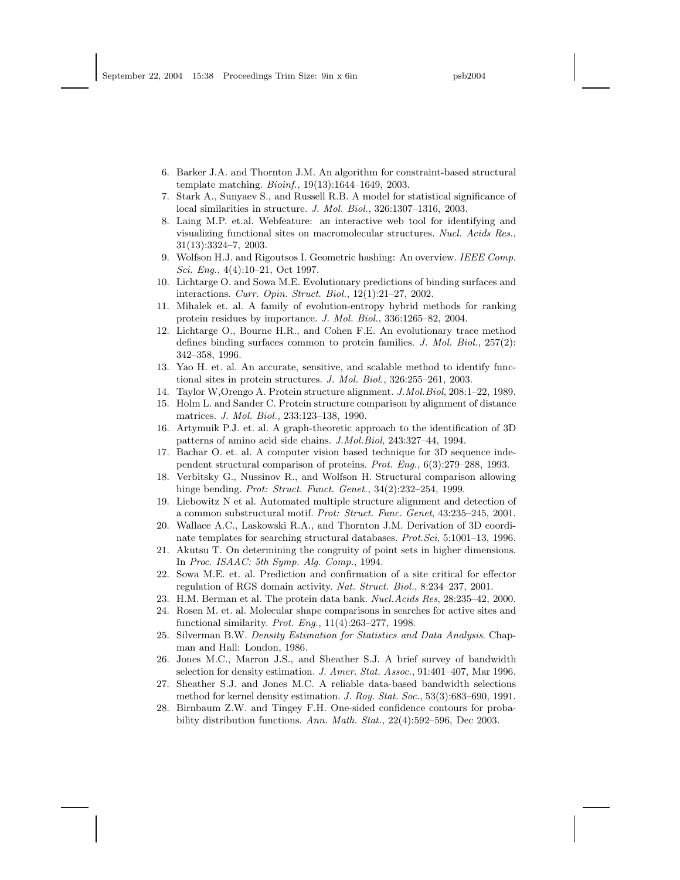6. Barker J.A. and Thornton J.M. An algorithm for constraint-based structural template matching. *Bioinf.*, 19(13):1644–1649, 2003.
7. Stark A., Sunyaev S., and Russell R.B. A model for statistical significance of local similarities in structure. *J. Mol. Biol.*, 326:1307–1316, 2003.
8. Laing M.P. et.al. Webfeature: an interactive web tool for identifying and visualizing functional sites on macromolecular structures. *Nucl. Acids Res.*, 31(13):3324–7, 2003.
9. Wolfson H.J. and Rigoutsos I. Geometric hashing: An overview. *IEEE Comp. Sci. Eng.*, 4(4):10–21, Oct 1997.
10. Lichtarge O. and Sowa M.E. Evolutionary predictions of binding surfaces and interactions. *Curr. Opin. Struct. Biol.*, 12(1):21–27, 2002.
11. Mihalek et. al. A family of evolution-entropy hybrid methods for ranking protein residues by importance. *J. Mol. Biol.*, 336:1265–82, 2004.
12. Lichtarge O., Bourne H.R., and Cohen F.E. An evolutionary trace method defines binding surfaces common to protein families. *J. Mol. Biol.*, 257(2): 342–358, 1996.
13. Yao H. et. al. An accurate, sensitive, and scalable method to identify functional sites in protein structures. *J. Mol. Biol.*, 326:255–261, 2003.
14. Taylor W,Orengo A. Protein structure alignment. *J.Mol.Biol*, 208:1–22, 1989.
15. Holm L. and Sander C. Protein structure comparison by alignment of distance matrices. *J. Mol. Biol.*, 233:123–138, 1990.
16. Artymuik P.J. et. al. A graph-theoretic approach to the identification of 3D patterns of amino acid side chains. *J.Mol.Biol*, 243:327–44, 1994.
17. Bachar O. et. al. A computer vision based technique for 3D sequence independent structural comparison of proteins. *Prot. Eng.*, 6(3):279–288, 1993.
18. Verbitsky G., Nussinov R., and Wolfson H. Structural comparison allowing hinge bending. *Prot: Struct. Funct. Genet.*, 34(2):232–254, 1999.
19. Liebowitz N et al. Automated multiple structure alignment and detection of a common substructural motif. *Prot: Struct. Func. Genet*, 43:235–245, 2001.
20. Wallace A.C., Laskowski R.A., and Thornton J.M. Derivation of 3D coordinate templates for searching structural databases. *Prot.Sci*, 5:1001–13, 1996.
21. Akutsu T. On determining the congruity of point sets in higher dimensions. In *Proc. ISAAC: 5th Symp. Alg. Comp.*, 1994.
22. Sowa M.E. et. al. Prediction and confirmation of a site critical for effector regulation of RGS domain activity. *Nat. Struct. Biol.*, 8:234–237, 2001.
23. H.M. Berman et al. The protein data bank. *Nucl.Acids Res*, 28:235–42, 2000.
24. Rosen M. et. al. Molecular shape comparisons in searches for active sites and functional similarity. *Prot. Eng.*, 11(4):263–277, 1998.
25. Silverman B.W. *Density Estimation for Statistics and Data Analysis*. Chapman and Hall: London, 1986.
26. Jones M.C., Marron J.S., and Sheather S.J. A brief survey of bandwidth selection for density estimation. *J. Amer. Stat. Assoc.*, 91:401–407, Mar 1996.
27. Sheather S.J. and Jones M.C. A reliable data-based bandwidth selections method for kernel density estimation. *J. Roy. Stat. Soc.*, 53(3):683–690, 1991.
28. Birnbaum Z.W. and Tingey F.H. One-sided confidence contours for probability distribution functions. *Ann. Math. Stat.*, 22(4):592–596, Dec 2003.